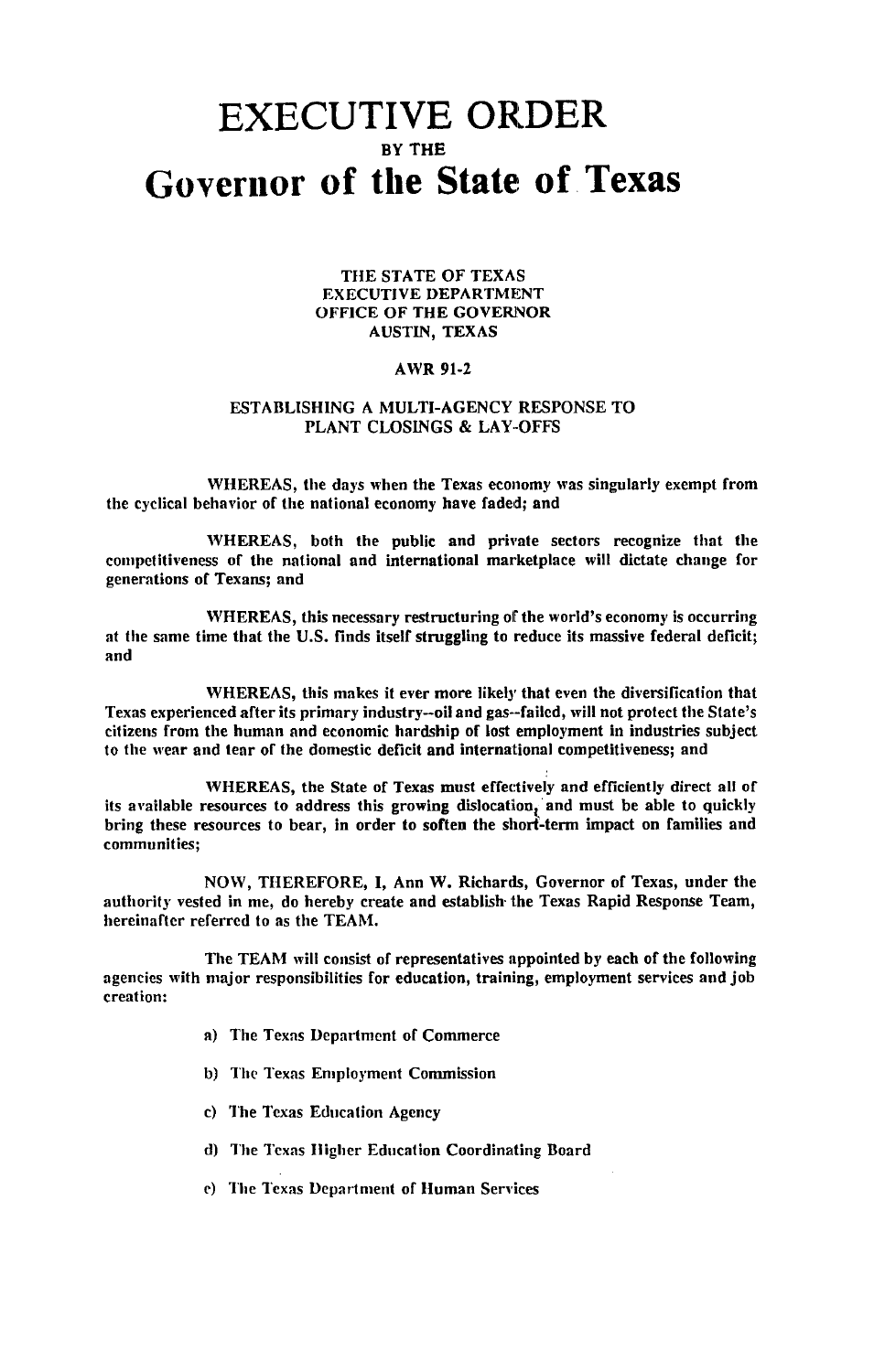# EXECUTIVE ORDER

### BY THE

# Governor of the State of Texas

THE STATE OF TEXAS
EXECUTIVE DEPARTMENT
OFFICE OF THE GOVERNOR
AUSTIN, TEXAS

AWR 91-2

## ESTABLISHING A MULTI-AGENCY RESPONSE TO PLANT CLOSINGS & LAY-OFFS

WHEREAS, the days when the Texas economy was singularly exempt from the cyclical behavior of the national economy have faded; and

WHEREAS, both the public and private sectors recognize that the competitiveness of the national and international marketplace will dictate change for generations of Texans; and

WHEREAS, this necessary restructuring of the world's economy is occurring at the same time that the U.S. finds itself struggling to reduce its massive federal deficit; and

WHEREAS, this makes it ever more likely that even the diversification that Texas experienced after its primary industry--oil and gas--failed, will not protect the State's citizens from the human and economic hardship of lost employment in industries subject to the wear and tear of the domestic deficit and international competitiveness; and

WHEREAS, the State of Texas must effectively and efficiently direct all of its available resources to address this growing dislocation, and must be able to quickly bring these resources to bear, in order to soften the short-term impact on families and communities;

NOW, THEREFORE, I, Ann W. Richards, Governor of Texas, under the authority vested in me, do hereby create and establish the Texas Rapid Response Team, hereinafter referred to as the TEAM.

The TEAM will consist of representatives appointed by each of the following agencies with major responsibilities for education, training, employment services and job creation:

a) The Texas Department of Commerce

b) The Texas Employment Commission

c) The Texas Education Agency

d) The Texas Higher Education Coordinating Board

e) The Texas Department of Human Services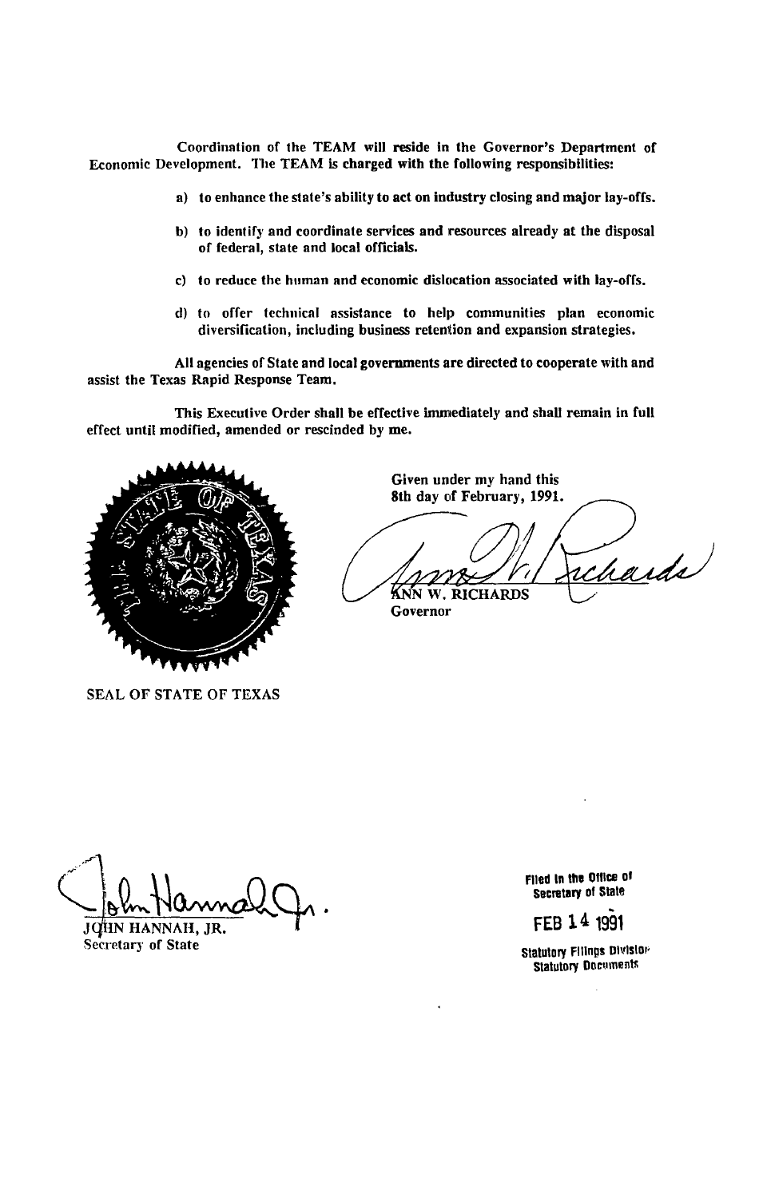Coordination of the TEAM will reside in the Governor's Department of Economic Development. The TEAM is charged with the following responsibilities:

a) to enhance the state's ability to act on industry closing and major lay-offs.

b) to identify and coordinate services and resources already at the disposal of federal, state and local officials.

c) to reduce the human and economic dislocation associated with lay-offs.

d) to offer technical assistance to help communities plan economic diversification, including business retention and expansion strategies.

All agencies of State and local governments are directed to cooperate with and assist the Texas Rapid Response Team.

This Executive Order shall be effective immediately and shall remain in full effect until modified, amended or rescinded by me.

Given under my hand this
8th day of February, 1991.

ANN W. RICHARDS
Governor

SEAL OF STATE OF TEXAS

JOHN HANNAH, JR.
Secretary of State

Filed in the Office of
Secretary of State

FEB 14 1991

Statutory Filings Division
Statutory Documents